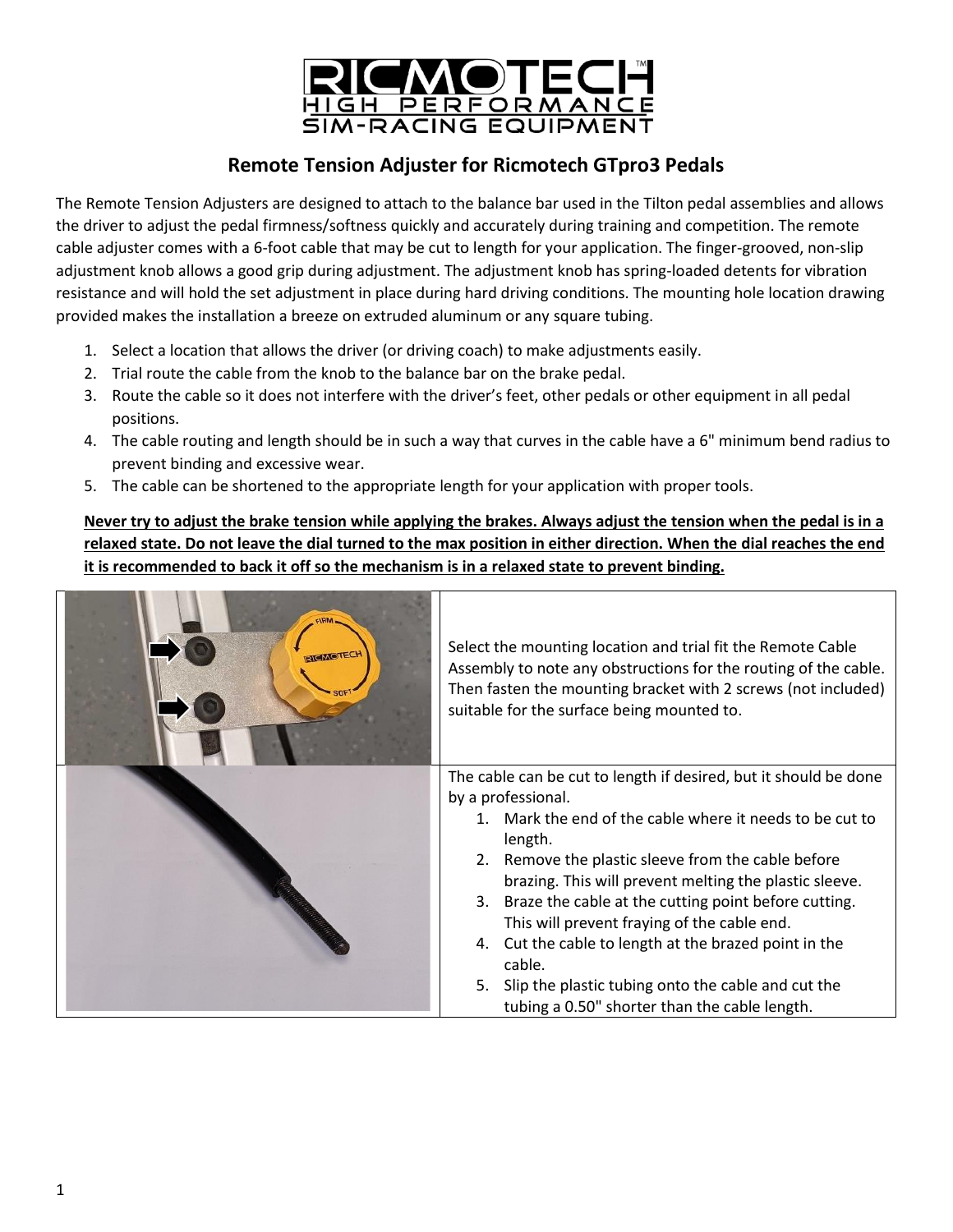# Remote Tension Adjuster for Ricmotech GTpro3 Pedals

The Remote Tension Adjusters are designed to attach to the balance bar used in the Tilton pedal assemblies and allows the driver to adjust the pedal firmness/softness quickly and accurately during training and competition. The remote cable adjuster comes with a 6-foot cable that may be cut to length for your application. The finger-grooved, non-slip adjustment knob allows a good grip during adjustment. The adjustment knob has spring-loaded detents for vibration resistance and will hold the set adjustment in place during hard driving conditions. The mounting hole location drawing provided makes the installation a breeze on extruded aluminum or any square tubing.

1. Select a location that allows the driver (or driving coach) to make adjustments easily.
2. Trial route the cable from the knob to the balance bar on the brake pedal.
3. Route the cable so it does not interfere with the driver's feet, other pedals or other equipment in all pedal positions.
4. The cable routing and length should be in such a way that curves in the cable have a 6" minimum bend radius to prevent binding and excessive wear.
5. The cable can be shortened to the appropriate length for your application with proper tools.

**Never try to adjust the brake tension while applying the brakes. Always adjust the tension when the pedal is in a relaxed state. Do not leave the dial turned to the max position in either direction. When the dial reaches the end it is recommended to back it off so the mechanism is in a relaxed state to prevent binding.**

Select the mounting location and trial fit the Remote Cable Assembly to note any obstructions for the routing of the cable. Then fasten the mounting bracket with 2 screws (not included) suitable for the surface being mounted to.

The cable can be cut to length if desired, but it should be done by a professional.

1. Mark the end of the cable where it needs to be cut to length.
2. Remove the plastic sleeve from the cable before brazing. This will prevent melting the plastic sleeve.
3. Braze the cable at the cutting point before cutting. This will prevent fraying of the cable end.
4. Cut the cable to length at the brazed point in the cable.
5. Slip the plastic tubing onto the cable and cut the tubing a 0.50" shorter than the cable length.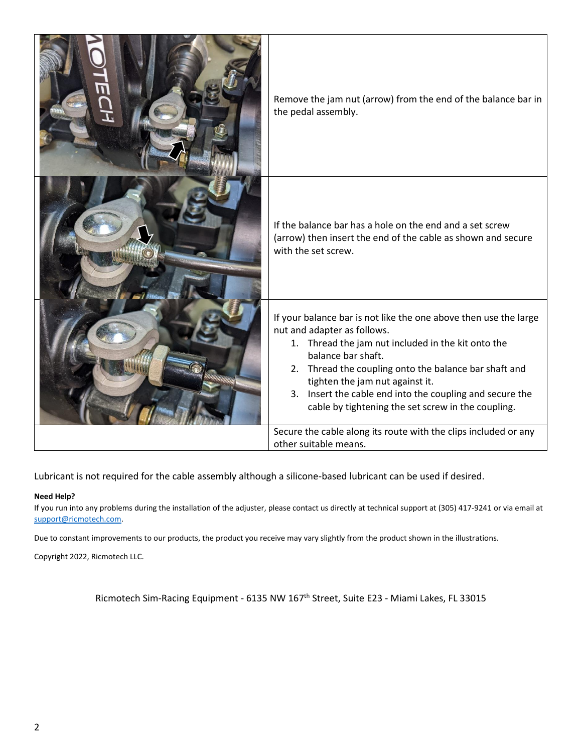| | |
|---|---|
| | Remove the jam nut (arrow) from the end of the balance bar in the pedal assembly. |
| | If the balance bar has a hole on the end and a set screw (arrow) then insert the end of the cable as shown and secure with the set screw. |
| | If your balance bar is not like the one above then use the large nut and adapter as follows:<br>1. Thread the jam nut included in the kit onto the balance bar shaft.<br>2. Thread the coupling onto the balance bar shaft and tighten the jam nut against it.<br>3. Insert the cable end into the coupling and secure the cable by tightening the set screw in the coupling. |
| | Secure the cable along its route with the clips included or any other suitable means. |

Lubricant is not required for the cable assembly although a silicone-based lubricant can be used if desired.

**Need Help?**

If you run into any problems during the installation of the adjuster, please contact us directly at technical support at (305) 417-9241 or via email at support@ricmotech.com.

Due to constant improvements to our products, the product you receive may vary slightly from the product shown in the illustrations.

Copyright 2022, Ricmotech LLC.

Ricmotech Sim-Racing Equipment - 6135 NW 167th Street, Suite E23 - Miami Lakes, FL 33015